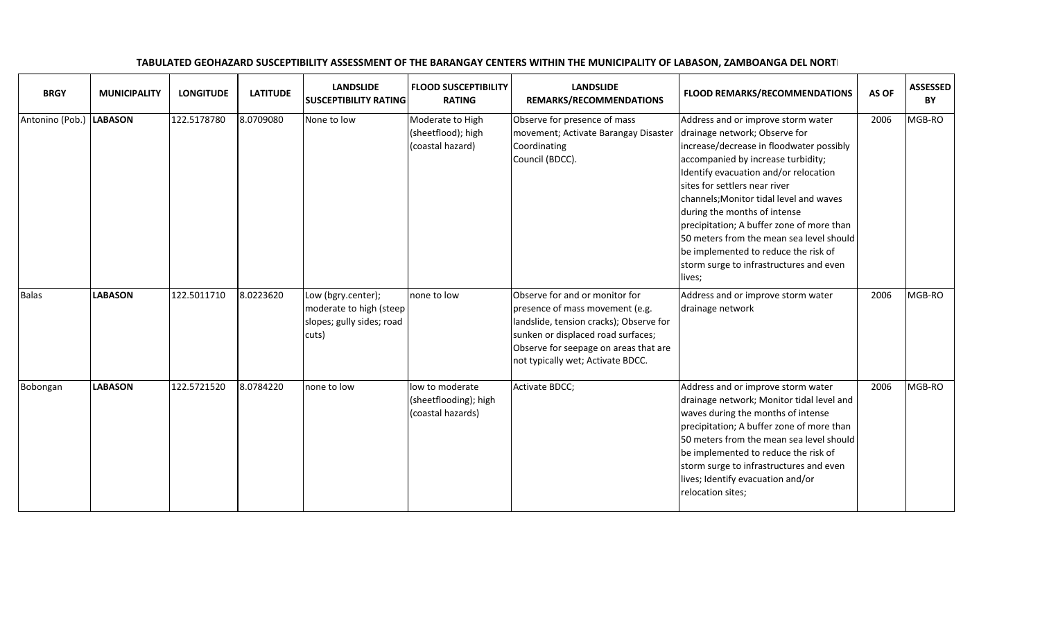**TABULATED GEOHAZARD SUSCEPTIBILITY ASSESSMENT OF THE BARANGAY CENTERS WITHIN THE MUNICIPALITY OF LABASON, ZAMBOANGA DEL NORTI**

| BRGY | MUNICIPALITY | LONGITUDE | LATITUDE | LANDSLIDE SUSCEPTIBILITY RATING | FLOOD SUSCEPTIBILITY RATING | LANDSLIDE REMARKS/RECOMMENDATIONS | FLOOD REMARKS/RECOMMENDATIONS | AS OF | ASSESSED BY |
|---|---|---|---|---|---|---|---|---|---|
| Antonino (Pob.) | **LABASON** | 122.5178780 | 8.0709080 | None to low | Moderate to High (sheetflood); high (coastal hazard) | Observe for presence of mass movement; Activate Barangay Disaster Coordinating Council (BDCC). | Address and or improve storm water drainage network; Observe for increase/decrease in floodwater possibly accompanied by increase turbidity; Identify evacuation and/or relocation sites for settlers near river channels;Monitor tidal level and waves during the months of intense precipitation; A buffer zone of more than 50 meters from the mean sea level should be implemented to reduce the risk of storm surge to infrastructures and even lives; | 2006 | MGB-RO |
| Balas | **LABASON** | 122.5011710 | 8.0223620 | Low (bgry.center); moderate to high (steep slopes; gully sides; road cuts) | none to low | Observe for and or monitor for presence of mass movement (e.g. landslide, tension cracks); Observe for sunken or displaced road surfaces; Observe for seepage on areas that are not typically wet; Activate BDCC. | Address and or improve storm water drainage network | 2006 | MGB-RO |
| Bobongan | **LABASON** | 122.5721520 | 8.0784220 | none to low | low to moderate (sheetflooding); high (coastal hazards) | Activate BDCC; | Address and or improve storm water drainage network; Monitor tidal level and waves during the months of intense precipitation; A buffer zone of more than 50 meters from the mean sea level should be implemented to reduce the risk of storm surge to infrastructures and even lives; Identify evacuation and/or relocation sites; | 2006 | MGB-RO |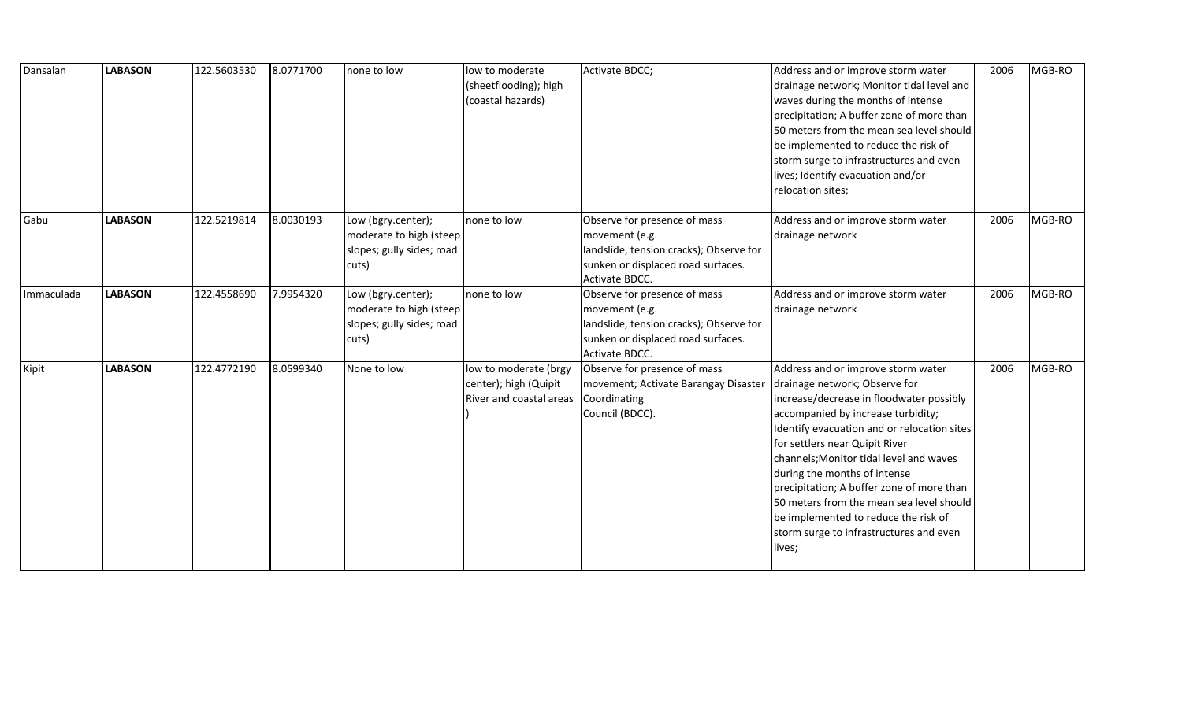| Dansalan | **LABASON** | 122.5603530 | 8.0771700 | none to low | low to moderate (sheetflooding); high (coastal hazards) | Activate BDCC; | Address and or improve storm water drainage network; Monitor tidal level and waves during the months of intense precipitation; A buffer zone of more than 50 meters from the mean sea level should be implemented to reduce the risk of storm surge to infrastructures and even lives; Identify evacuation and/or relocation sites; | 2006 | MGB-RO |
|---|---|---|---|---|---|---|---|---|---|
| Gabu | **LABASON** | 122.5219814 | 8.0030193 | Low (bgry.center); moderate to high (steep slopes; gully sides; road cuts) | none to low | Observe for presence of mass movement (e.g. landslide, tension cracks); Observe for sunken or displaced road surfaces. Activate BDCC. | Address and or improve storm water drainage network | 2006 | MGB-RO |
| Immaculada | **LABASON** | 122.4558690 | 7.9954320 | Low (bgry.center); moderate to high (steep slopes; gully sides; road cuts) | none to low | Observe for presence of mass movement (e.g. landslide, tension cracks); Observe for sunken or displaced road surfaces. Activate BDCC. | Address and or improve storm water drainage network | 2006 | MGB-RO |
| Kipit | **LABASON** | 122.4772190 | 8.0599340 | None to low | low to moderate (brgy center); high (Quipit River and coastal areas ) | Observe for presence of mass movement; Activate Barangay Disaster Coordinating Council (BDCC). | Address and or improve storm water drainage network; Observe for increase/decrease in floodwater possibly accompanied by increase turbidity; Identify evacuation and or relocation sites for settlers near Quipit River channels;Monitor tidal level and waves during the months of intense precipitation; A buffer zone of more than 50 meters from the mean sea level should be implemented to reduce the risk of storm surge to infrastructures and even lives; | 2006 | MGB-RO |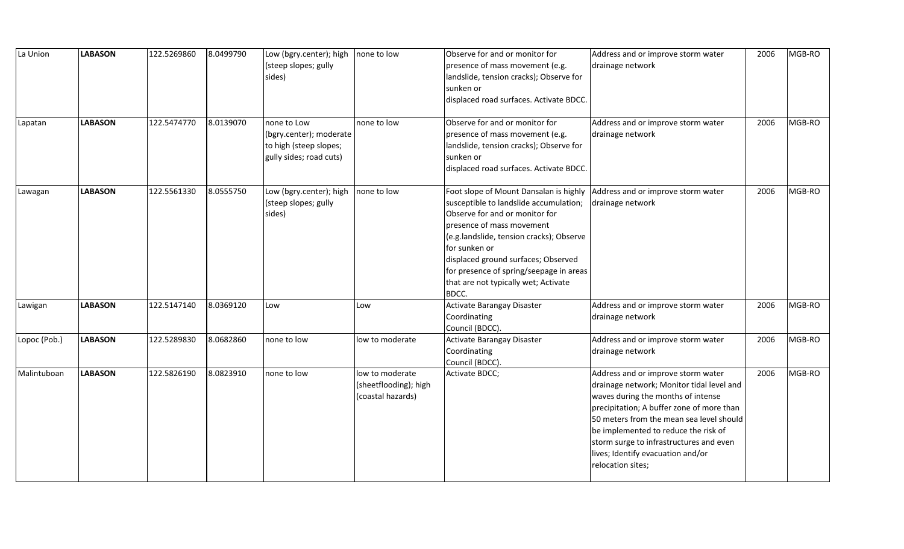| La Union | **LABASON** | 122.5269860 | 8.0499790 | Low (bgry.center); high (steep slopes; gully sides) | none to low | Observe for and or monitor for presence of mass movement (e.g. landslide, tension cracks); Observe for sunken or displaced road surfaces. Activate BDCC. | Address and or improve storm water drainage network | 2006 | MGB-RO |
|---|---|---|---|---|---|---|---|---|---|
| Lapatan | **LABASON** | 122.5474770 | 8.0139070 | none to Low (bgry.center); moderate to high (steep slopes; gully sides; road cuts) | none to low | Observe for and or monitor for presence of mass movement (e.g. landslide, tension cracks); Observe for sunken or displaced road surfaces. Activate BDCC. | Address and or improve storm water drainage network | 2006 | MGB-RO |
| Lawagan | **LABASON** | 122.5561330 | 8.0555750 | Low (bgry.center); high (steep slopes; gully sides) | none to low | Foot slope of Mount Dansalan is highly susceptible to landslide accumulation; Observe for and or monitor for presence of mass movement (e.g.landslide, tension cracks); Observe for sunken or displaced ground surfaces; Observed for presence of spring/seepage in areas that are not typically wet; Activate BDCC. | Address and or improve storm water drainage network | 2006 | MGB-RO |
| Lawigan | **LABASON** | 122.5147140 | 8.0369120 | Low | Low | Activate Barangay Disaster Coordinating Council (BDCC). | Address and or improve storm water drainage network | 2006 | MGB-RO |
| Lopoc (Pob.) | **LABASON** | 122.5289830 | 8.0682860 | none to low | low to moderate | Activate Barangay Disaster Coordinating Council (BDCC). | Address and or improve storm water drainage network | 2006 | MGB-RO |
| Malintuboan | **LABASON** | 122.5826190 | 8.0823910 | none to low | low to moderate (sheetflooding); high (coastal hazards) | Activate BDCC; | Address and or improve storm water drainage network; Monitor tidal level and waves during the months of intense precipitation; A buffer zone of more than 50 meters from the mean sea level should be implemented to reduce the risk of storm surge to infrastructures and even lives; Identify evacuation and/or relocation sites; | 2006 | MGB-RO |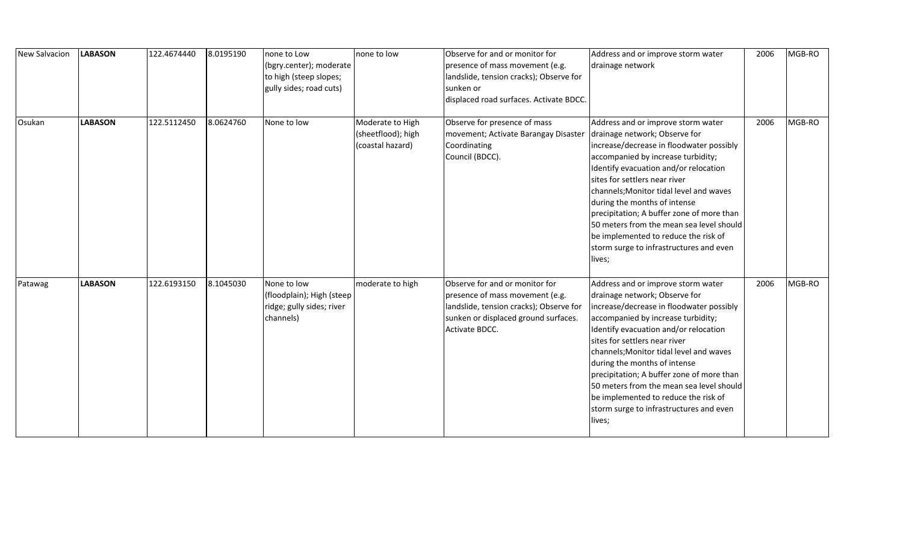| New Salvacion | **LABASON** | 122.4674440 | 8.0195190 | none to Low (bgry.center); moderate to high (steep slopes; gully sides; road cuts) | none to low | Observe for and or monitor for presence of mass movement (e.g. landslide, tension cracks); Observe for sunken or displaced road surfaces. Activate BDCC. | Address and or improve storm water drainage network | 2006 | MGB-RO |
|---|---|---|---|---|---|---|---|---|---|
| Osukan | **LABASON** | 122.5112450 | 8.0624760 | None to low | Moderate to High (sheetflood); high (coastal hazard) | Observe for presence of mass movement; Activate Barangay Disaster Coordinating Council (BDCC). | Address and or improve storm water drainage network; Observe for increase/decrease in floodwater possibly accompanied by increase turbidity; Identify evacuation and/or relocation sites for settlers near river channels;Monitor tidal level and waves during the months of intense precipitation; A buffer zone of more than 50 meters from the mean sea level should be implemented to reduce the risk of storm surge to infrastructures and even lives; | 2006 | MGB-RO |
| Patawag | **LABASON** | 122.6193150 | 8.1045030 | None to low (floodplain); High (steep ridge; gully sides; river channels) | moderate to high | Observe for and or monitor for presence of mass movement (e.g. landslide, tension cracks); Observe for sunken or displaced ground surfaces. Activate BDCC. | Address and or improve storm water drainage network; Observe for increase/decrease in floodwater possibly accompanied by increase turbidity; Identify evacuation and/or relocation sites for settlers near river channels;Monitor tidal level and waves during the months of intense precipitation; A buffer zone of more than 50 meters from the mean sea level should be implemented to reduce the risk of storm surge to infrastructures and even lives; | 2006 | MGB-RO |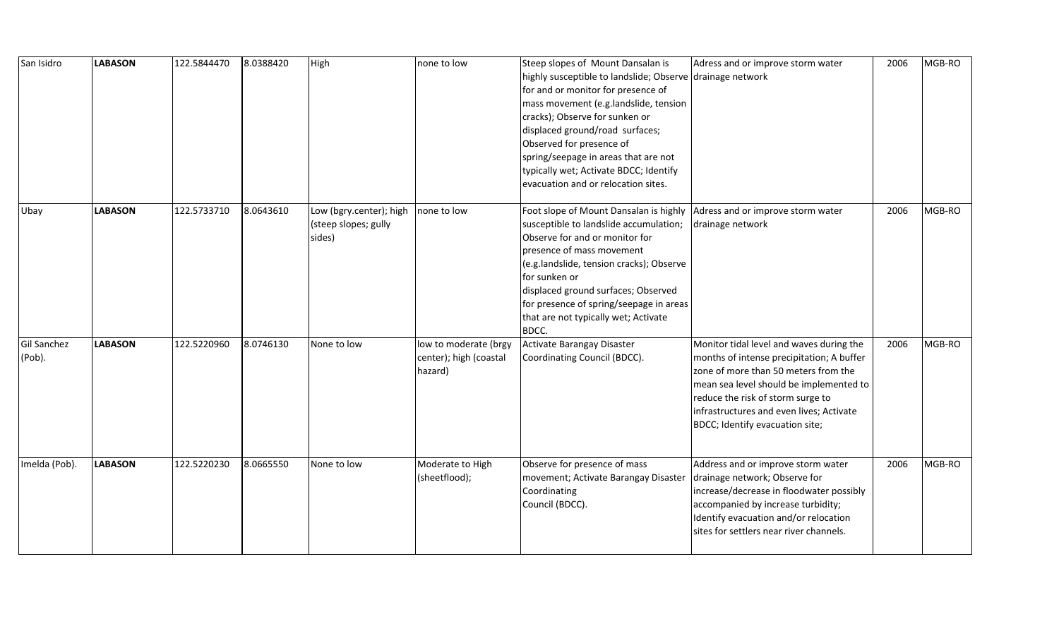| | | | | | | | | | |
|---|---|---|---|---|---|---|---|---|---|
| San Isidro | **LABASON** | 122.5844470 | 8.0388420 | High | none to low | Steep slopes of Mount Dansalan is highly susceptible to landslide; Observe for and or monitor for presence of mass movement (e.g.landslide, tension cracks); Observe for sunken or displaced ground/road surfaces; Observed for presence of spring/seepage in areas that are not typically wet; Activate BDCC; Identify evacuation and or relocation sites. | Adress and or improve storm water drainage network | 2006 | MGB-RO |
| Ubay | **LABASON** | 122.5733710 | 8.0643610 | Low (bgry.center); high (steep slopes; gully sides) | none to low | Foot slope of Mount Dansalan is highly susceptible to landslide accumulation; Observe for and or monitor for presence of mass movement (e.g.landslide, tension cracks); Observe for sunken or displaced ground surfaces; Observed for presence of spring/seepage in areas that are not typically wet; Activate BDCC. | Adress and or improve storm water drainage network | 2006 | MGB-RO |
| Gil Sanchez (Pob). | **LABASON** | 122.5220960 | 8.0746130 | None to low | low to moderate (brgy center); high (coastal hazard) | Activate Barangay Disaster Coordinating Council (BDCC). | Monitor tidal level and waves during the months of intense precipitation; A buffer zone of more than 50 meters from the mean sea level should be implemented to reduce the risk of storm surge to infrastructures and even lives; Activate BDCC; Identify evacuation site; | 2006 | MGB-RO |
| Imelda (Pob). | **LABASON** | 122.5220230 | 8.0665550 | None to low | Moderate to High (sheetflood); | Observe for presence of mass movement; Activate Barangay Disaster Coordinating Council (BDCC). | Address and or improve storm water drainage network; Observe for increase/decrease in floodwater possibly accompanied by increase turbidity; Identify evacuation and/or relocation sites for settlers near river channels. | 2006 | MGB-RO |